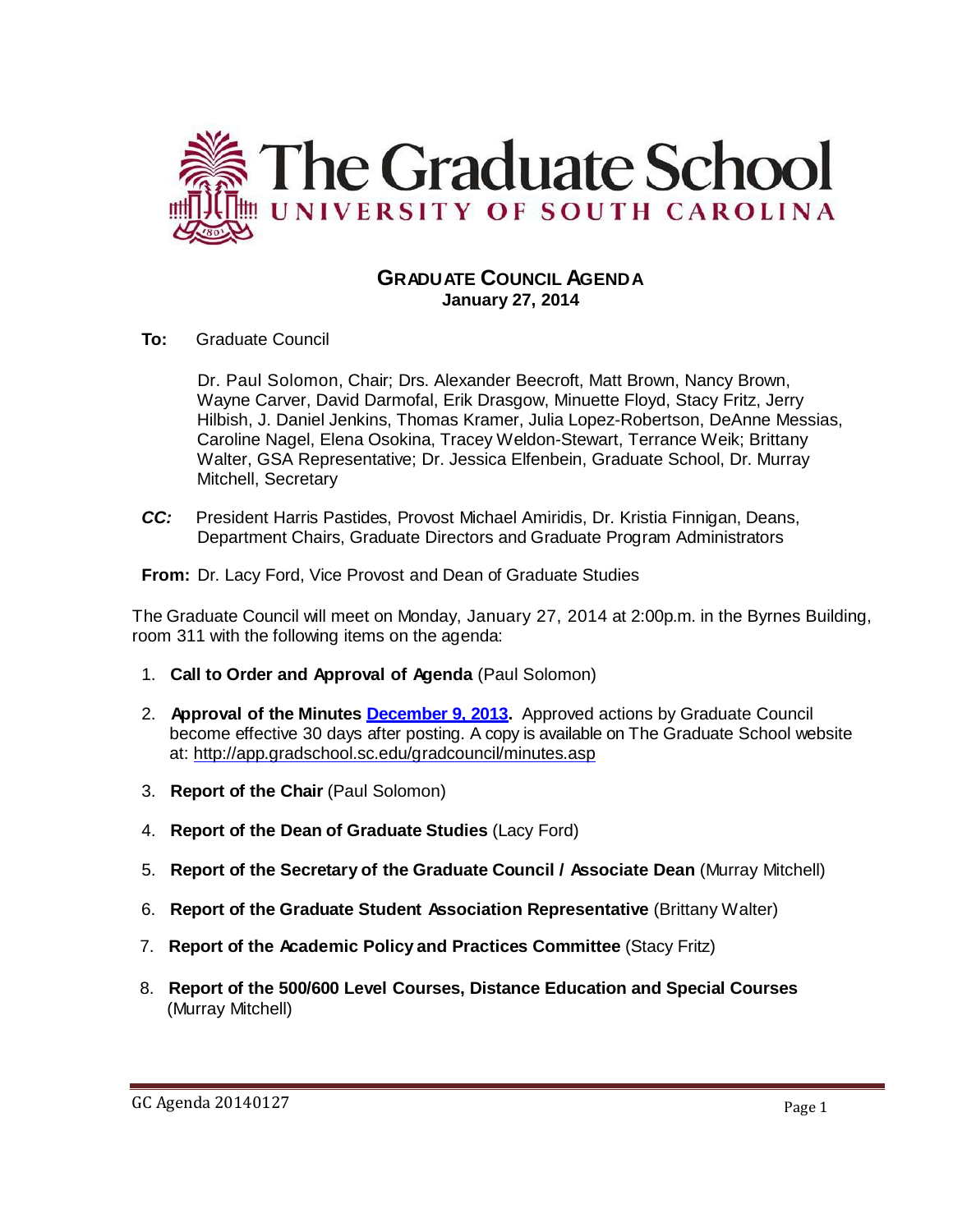# The Graduate School
## UNIVERSITY OF SOUTH CAROLINA

### GRADUATE COUNCIL AGENDA
**January 27, 2014**

**To:** Graduate Council

Dr. Paul Solomon, Chair; Drs. Alexander Beecroft, Matt Brown, Nancy Brown, Wayne Carver, David Darmofal, Erik Drasgow, Minuette Floyd, Stacy Fritz, Jerry Hilbish, J. Daniel Jenkins, Thomas Kramer, Julia Lopez-Robertson, DeAnne Messias, Caroline Nagel, Elena Osokina, Tracey Weldon-Stewart, Terrance Weik; Brittany Walter, GSA Representative; Dr. Jessica Elfenbein, Graduate School, Dr. Murray Mitchell, Secretary

***CC:*** President Harris Pastides, Provost Michael Amiridis, Dr. Kristia Finnigan, Deans, Department Chairs, Graduate Directors and Graduate Program Administrators

**From:** Dr. Lacy Ford, Vice Provost and Dean of Graduate Studies

The Graduate Council will meet on Monday, January 27, 2014 at 2:00p.m. in the Byrnes Building, room 311 with the following items on the agenda:

1. **Call to Order and Approval of Agenda** (Paul Solomon)
2. **Approval of the Minutes December 9, 2013.** Approved actions by Graduate Council become effective 30 days after posting. A copy is available on The Graduate School website at: http://app.gradschool.sc.edu/gradcouncil/minutes.asp
3. **Report of the Chair** (Paul Solomon)
4. **Report of the Dean of Graduate Studies** (Lacy Ford)
5. **Report of the Secretary of the Graduate Council / Associate Dean** (Murray Mitchell)
6. **Report of the Graduate Student Association Representative** (Brittany Walter)
7. **Report of the Academic Policy and Practices Committee** (Stacy Fritz)
8. **Report of the 500/600 Level Courses, Distance Education and Special Courses** (Murray Mitchell)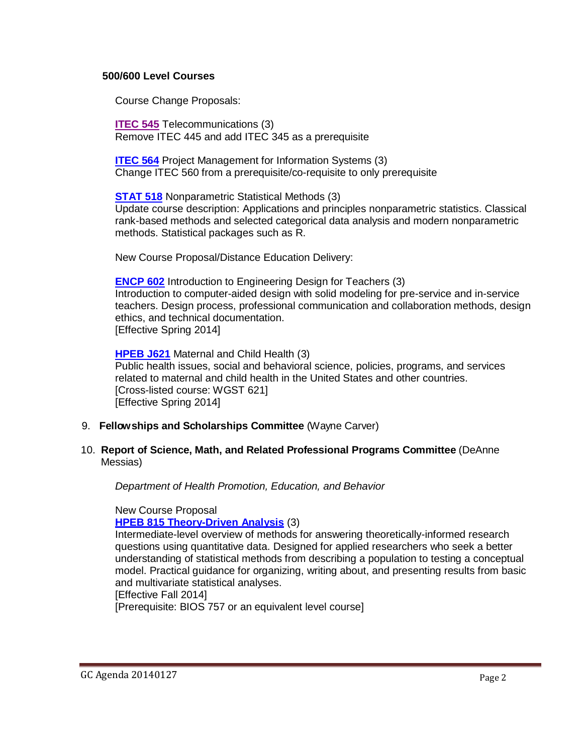**500/600 Level Courses**

Course Change Proposals:

**ITEC 545** Telecommunications (3)
Remove ITEC 445 and add ITEC 345 as a prerequisite

**ITEC 564** Project Management for Information Systems (3)
Change ITEC 560 from a prerequisite/co-requisite to only prerequisite

**STAT 518** Nonparametric Statistical Methods (3)
Update course description: Applications and principles nonparametric statistics. Classical rank-based methods and selected categorical data analysis and modern nonparametric methods. Statistical packages such as R.

New Course Proposal/Distance Education Delivery:

**ENCP 602** Introduction to Engineering Design for Teachers (3)
Introduction to computer-aided design with solid modeling for pre-service and in-service teachers. Design process, professional communication and collaboration methods, design ethics, and technical documentation.
[Effective Spring 2014]

**HPEB J621** Maternal and Child Health (3)
Public health issues, social and behavioral science, policies, programs, and services related to maternal and child health in the United States and other countries.
[Cross-listed course: WGST 621]
[Effective Spring 2014]

9. **Fellowships and Scholarships Committee** (Wayne Carver)

10. **Report of Science, Math, and Related Professional Programs Committee** (DeAnne Messias)

*Department of Health Promotion, Education, and Behavior*

New Course Proposal
**HPEB 815 Theory-Driven Analysis** (3)
Intermediate-level overview of methods for answering theoretically-informed research questions using quantitative data. Designed for applied researchers who seek a better understanding of statistical methods from describing a population to testing a conceptual model. Practical guidance for organizing, writing about, and presenting results from basic and multivariate statistical analyses.
[Effective Fall 2014]
[Prerequisite: BIOS 757 or an equivalent level course]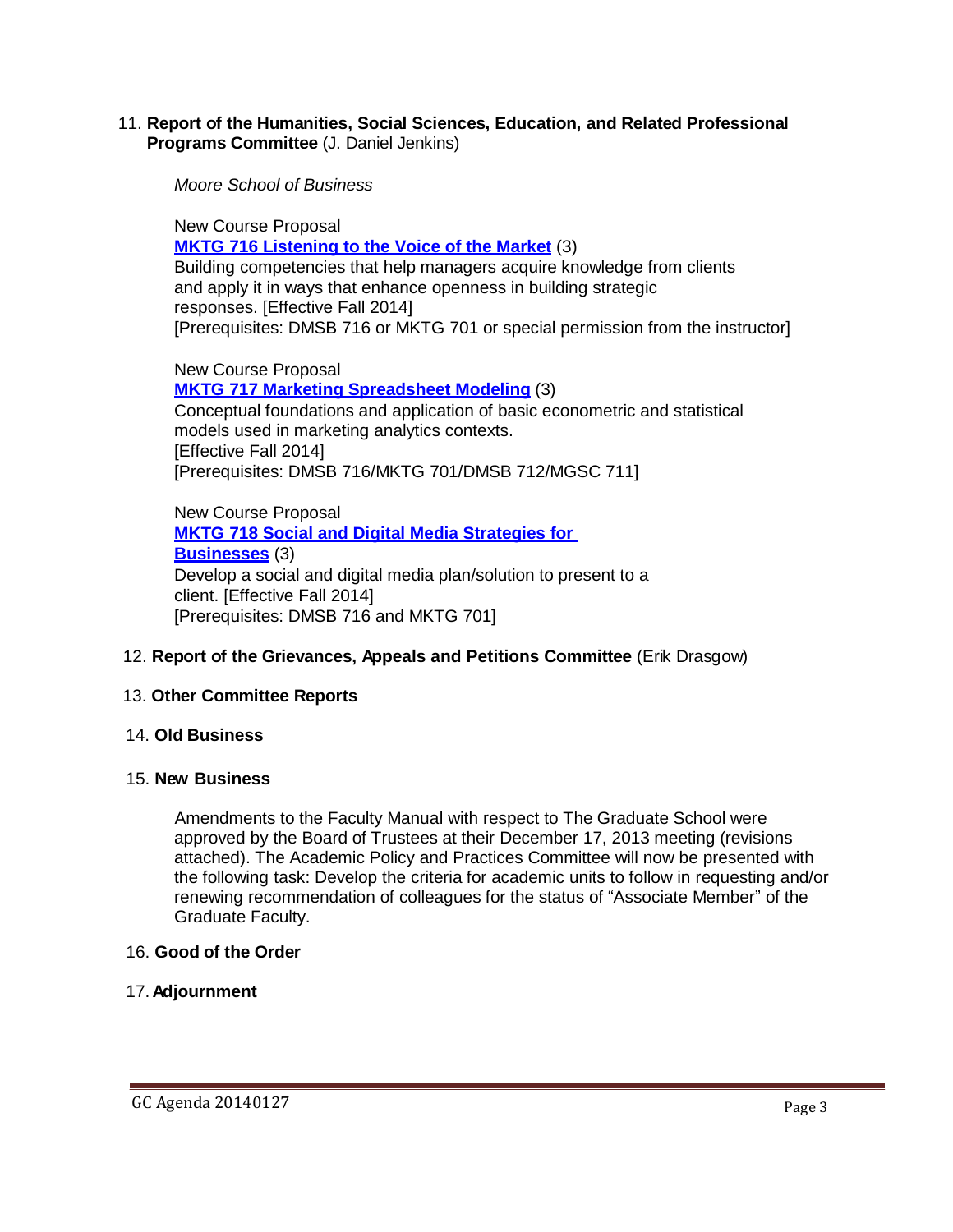11. **Report of the Humanities, Social Sciences, Education, and Related Professional Programs Committee** (J. Daniel Jenkins)

    *Moore School of Business*

    New Course Proposal
    **MKTG 716 Listening to the Voice of the Market** (3)
    Building competencies that help managers acquire knowledge from clients and apply it in ways that enhance openness in building strategic responses. [Effective Fall 2014]
    [Prerequisites: DMSB 716 or MKTG 701 or special permission from the instructor]

    New Course Proposal
    **MKTG 717 Marketing Spreadsheet Modeling** (3)
    Conceptual foundations and application of basic econometric and statistical models used in marketing analytics contexts.
    [Effective Fall 2014]
    [Prerequisites: DMSB 716/MKTG 701/DMSB 712/MGSC 711]

    New Course Proposal
    **MKTG 718 Social and Digital Media Strategies for Businesses** (3)
    Develop a social and digital media plan/solution to present to a client. [Effective Fall 2014]
    [Prerequisites: DMSB 716 and MKTG 701]

12. **Report of the Grievances, Appeals and Petitions Committee** (Erik Drasgow)

13. **Other Committee Reports**

14. **Old Business**

15. **New Business**

    Amendments to the Faculty Manual with respect to The Graduate School were approved by the Board of Trustees at their December 17, 2013 meeting (revisions attached). The Academic Policy and Practices Committee will now be presented with the following task: Develop the criteria for academic units to follow in requesting and/or renewing recommendation of colleagues for the status of "Associate Member" of the Graduate Faculty.

16. **Good of the Order**

17. **Adjournment**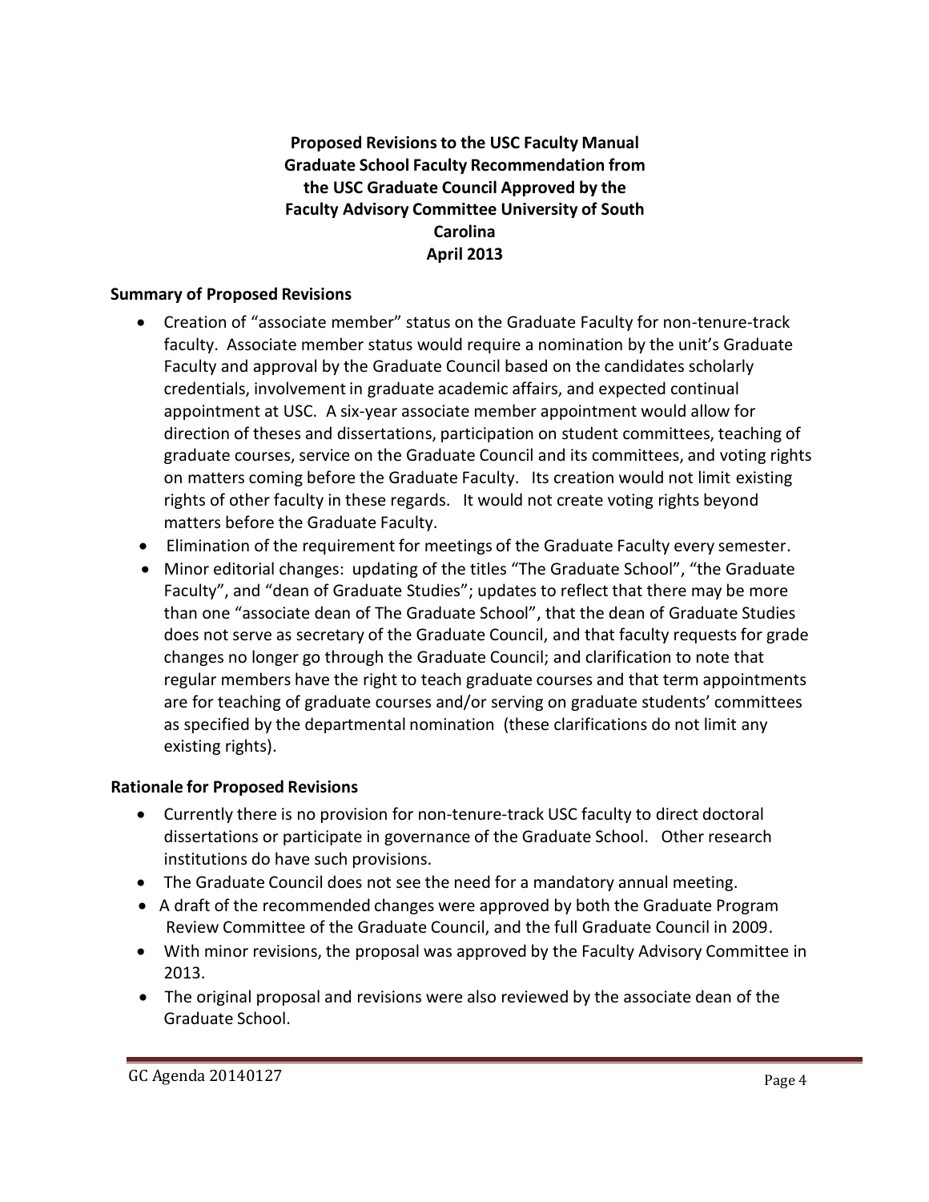**Proposed Revisions to the USC Faculty Manual Graduate School Faculty Recommendation from the USC Graduate Council Approved by the Faculty Advisory Committee University of South Carolina April 2013**

**Summary of Proposed Revisions**

- Creation of "associate member" status on the Graduate Faculty for non-tenure-track faculty. Associate member status would require a nomination by the unit's Graduate Faculty and approval by the Graduate Council based on the candidates scholarly credentials, involvement in graduate academic affairs, and expected continual appointment at USC. A six-year associate member appointment would allow for direction of theses and dissertations, participation on student committees, teaching of graduate courses, service on the Graduate Council and its committees, and voting rights on matters coming before the Graduate Faculty. Its creation would not limit existing rights of other faculty in these regards. It would not create voting rights beyond matters before the Graduate Faculty.
- Elimination of the requirement for meetings of the Graduate Faculty every semester.
- Minor editorial changes: updating of the titles "The Graduate School", "the Graduate Faculty", and "dean of Graduate Studies"; updates to reflect that there may be more than one "associate dean of The Graduate School", that the dean of Graduate Studies does not serve as secretary of the Graduate Council, and that faculty requests for grade changes no longer go through the Graduate Council; and clarification to note that regular members have the right to teach graduate courses and that term appointments are for teaching of graduate courses and/or serving on graduate students' committees as specified by the departmental nomination (these clarifications do not limit any existing rights).

**Rationale for Proposed Revisions**

- Currently there is no provision for non-tenure-track USC faculty to direct doctoral dissertations or participate in governance of the Graduate School. Other research institutions do have such provisions.
- The Graduate Council does not see the need for a mandatory annual meeting.
- A draft of the recommended changes were approved by both the Graduate Program Review Committee of the Graduate Council, and the full Graduate Council in 2009.
- With minor revisions, the proposal was approved by the Faculty Advisory Committee in 2013.
- The original proposal and revisions were also reviewed by the associate dean of the Graduate School.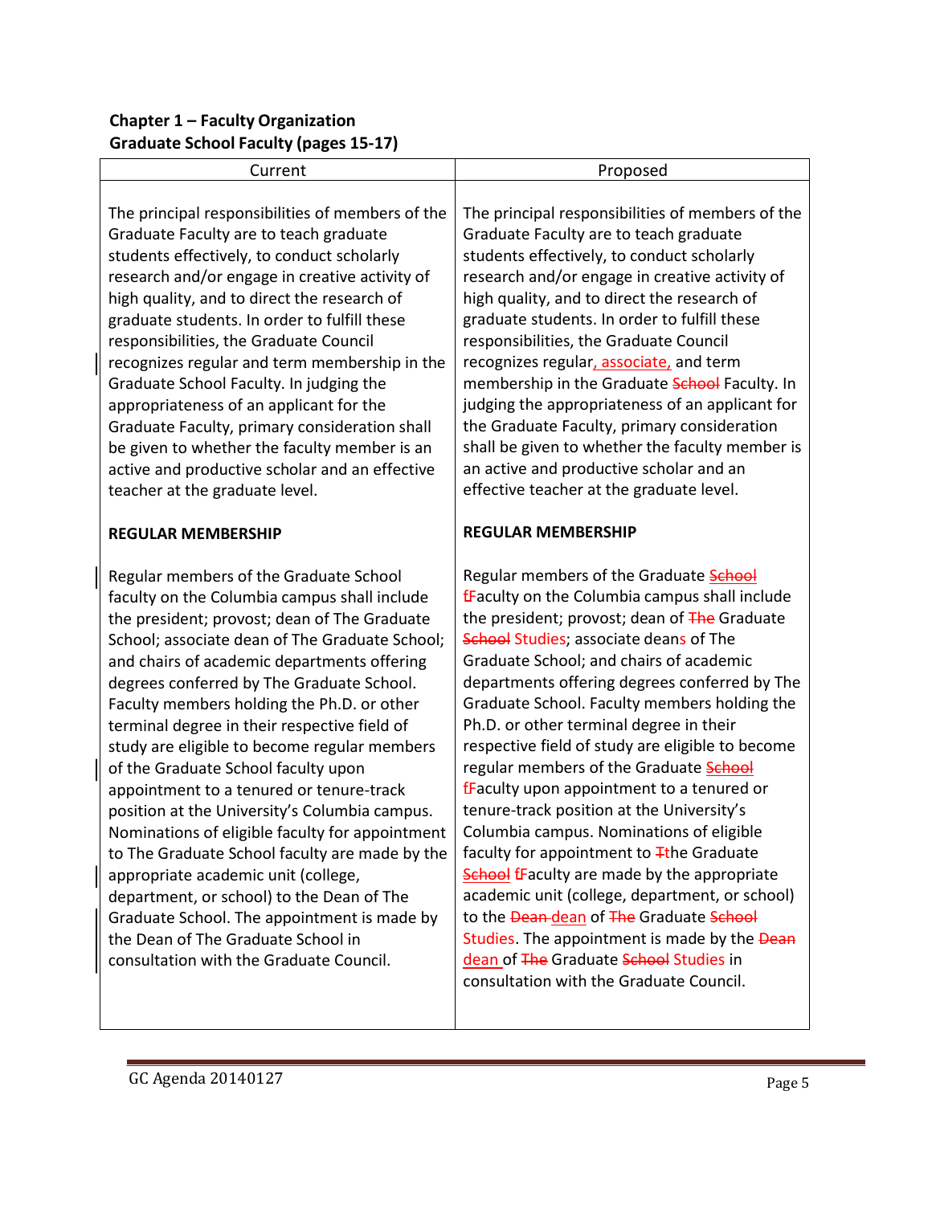**Chapter 1 – Faculty Organization**
**Graduate School Faculty (pages 15-17)**

| Current | Proposed |
|---|---|
| The principal responsibilities of members of the Graduate Faculty are to teach graduate students effectively, to conduct scholarly research and/or engage in creative activity of high quality, and to direct the research of graduate students. In order to fulfill these responsibilities, the Graduate Council recognizes regular and term membership in the Graduate School Faculty. In judging the appropriateness of an applicant for the Graduate Faculty, primary consideration shall be given to whether the faculty member is an active and productive scholar and an effective teacher at the graduate level. | The principal responsibilities of members of the Graduate Faculty are to teach graduate students effectively, to conduct scholarly research and/or engage in creative activity of high quality, and to direct the research of graduate students. In order to fulfill these responsibilities, the Graduate Council recognizes regular<u>, associate,</u> and term membership in the Graduate ~~School~~ Faculty. In judging the appropriateness of an applicant for the Graduate Faculty, primary consideration shall be given to whether the faculty member is an active and productive scholar and an effective teacher at the graduate level. |
| **REGULAR MEMBERSHIP** | **REGULAR MEMBERSHIP** |
| Regular members of the Graduate School faculty on the Columbia campus shall include the president; provost; dean of The Graduate School; associate dean of The Graduate School; and chairs of academic departments offering degrees conferred by The Graduate School. Faculty members holding the Ph.D. or other terminal degree in their respective field of study are eligible to become regular members of the Graduate School faculty upon appointment to a tenured or tenure-track position at the University's Columbia campus. Nominations of eligible faculty for appointment to The Graduate School faculty are made by the appropriate academic unit (college, department, or school) to the Dean of The Graduate School. The appointment is made by the Dean of The Graduate School in consultation with the Graduate Council. | Regular members of the Graduate ~~School~~ ~~f~~Faculty on the Columbia campus shall include the president; provost; dean of ~~The~~ Graduate ~~School~~ Studies; associate deans of The Graduate School; and chairs of academic departments offering degrees conferred by The Graduate School. Faculty members holding the Ph.D. or other terminal degree in their respective field of study are eligible to become regular members of the Graduate ~~School~~ ~~f~~Faculty upon appointment to a tenured or tenure-track position at the University's Columbia campus. Nominations of eligible faculty for appointment to ~~T~~the Graduate ~~School~~ ~~f~~Faculty are made by the appropriate academic unit (college, department, or school) to the ~~Dean~~ <u>dean</u> of ~~The~~ Graduate ~~School~~ Studies. The appointment is made by the ~~Dean~~ <u>dean</u> of ~~The~~ Graduate ~~School~~ Studies in consultation with the Graduate Council. |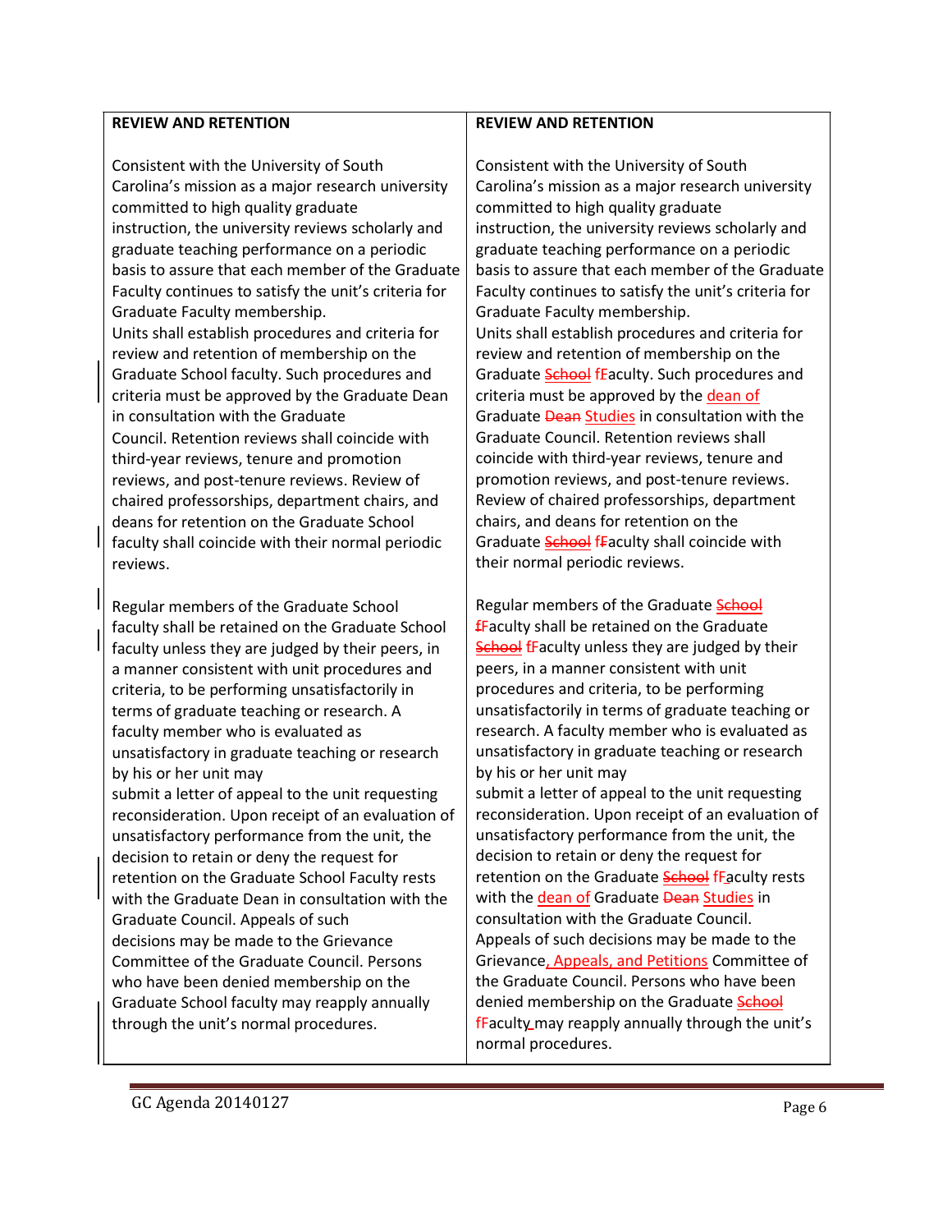| **REVIEW AND RETENTION** | **REVIEW AND RETENTION** |
|---|---|
| Consistent with the University of South Carolina's mission as a major research university committed to high quality graduate instruction, the university reviews scholarly and graduate teaching performance on a periodic basis to assure that each member of the Graduate Faculty continues to satisfy the unit's criteria for Graduate Faculty membership.<br>Units shall establish procedures and criteria for review and retention of membership on the Graduate School faculty. Such procedures and criteria must be approved by the Graduate Dean in consultation with the Graduate Council. Retention reviews shall coincide with third-year reviews, tenure and promotion reviews, and post-tenure reviews. Review of chaired professorships, department chairs, and deans for retention on the Graduate School faculty shall coincide with their normal periodic reviews. | Consistent with the University of South Carolina's mission as a major research university committed to high quality graduate instruction, the university reviews scholarly and graduate teaching performance on a periodic basis to assure that each member of the Graduate Faculty continues to satisfy the unit's criteria for Graduate Faculty membership.<br>Units shall establish procedures and criteria for review and retention of membership on the Graduate ~~School~~ fFaculty. Such procedures and criteria must be approved by the dean of Graduate ~~Dean~~ Studies in consultation with the Graduate Council. Retention reviews shall coincide with third-year reviews, tenure and promotion reviews, and post-tenure reviews. Review of chaired professorships, department chairs, and deans for retention on the Graduate ~~School~~ fFaculty shall coincide with their normal periodic reviews. |
| Regular members of the Graduate School faculty shall be retained on the Graduate School faculty unless they are judged by their peers, in a manner consistent with unit procedures and criteria, to be performing unsatisfactorily in terms of graduate teaching or research. A faculty member who is evaluated as unsatisfactory in graduate teaching or research by his or her unit may submit a letter of appeal to the unit requesting reconsideration. Upon receipt of an evaluation of unsatisfactory performance from the unit, the decision to retain or deny the request for retention on the Graduate School Faculty rests with the Graduate Dean in consultation with the Graduate Council. Appeals of such decisions may be made to the Grievance Committee of the Graduate Council. Persons who have been denied membership on the Graduate School faculty may reapply annually through the unit's normal procedures. | Regular members of the Graduate ~~School~~ fFaculty shall be retained on the Graduate ~~School~~ fFaculty unless they are judged by their peers, in a manner consistent with unit procedures and criteria, to be performing unsatisfactorily in terms of graduate teaching or research. A faculty member who is evaluated as unsatisfactory in graduate teaching or research by his or her unit may submit a letter of appeal to the unit requesting reconsideration. Upon receipt of an evaluation of unsatisfactory performance from the unit, the decision to retain or deny the request for retention on the Graduate ~~School~~ fFaculty rests with the dean of Graduate ~~Dean~~ Studies in consultation with the Graduate Council. Appeals of such decisions may be made to the Grievance, Appeals, and Petitions Committee of the Graduate Council. Persons who have been denied membership on the Graduate ~~School~~ fFaculty may reapply annually through the unit's normal procedures. |

GC Agenda 20140127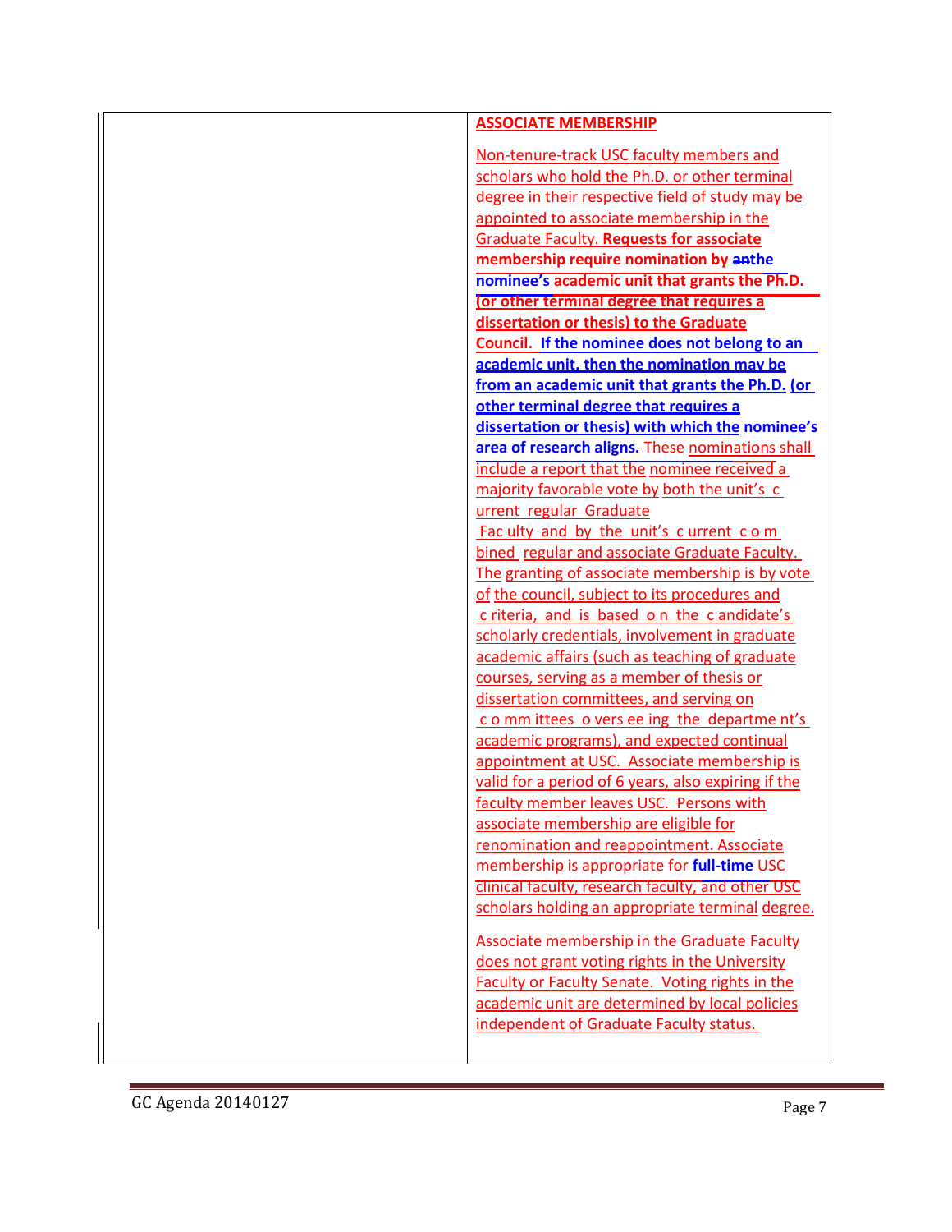| | **ASSOCIATE MEMBERSHIP**<br><br>Non-tenure-track USC faculty members and scholars who hold the Ph.D. or other terminal degree in their respective field of study may be appointed to associate membership in the Graduate Faculty. **Requests for associate membership require nomination by ~~an~~the nominee's academic unit that grants the Ph.D. (or other terminal degree that requires a dissertation or thesis) to the Graduate Council. If the nominee does not belong to an academic unit, then the nomination may be from an academic unit that grants the Ph.D. (or other terminal degree that requires a dissertation or thesis) with which the nominee's area of research aligns.** These nominations shall include a report that the nominee received a majority favorable vote by both the unit's current regular Graduate Faculty and by the unit's current combined regular and associate Graduate Faculty. The granting of associate membership is by vote of the council, subject to its procedures and criteria, and is based on the candidate's scholarly credentials, involvement in graduate academic affairs (such as teaching of graduate courses, serving as a member of thesis or dissertation committees, and serving on committees overseeing the department's academic programs), and expected continual appointment at USC. Associate membership is valid for a period of 6 years, also expiring if the faculty member leaves USC. Persons with associate membership are eligible for renomination and reappointment. Associate membership is appropriate for **full-time** USC clinical faculty, research faculty, and other USC scholars holding an appropriate terminal degree.<br><br>Associate membership in the Graduate Faculty does not grant voting rights in the University Faculty or Faculty Senate. Voting rights in the academic unit are determined by local policies independent of Graduate Faculty status. |
|---|---|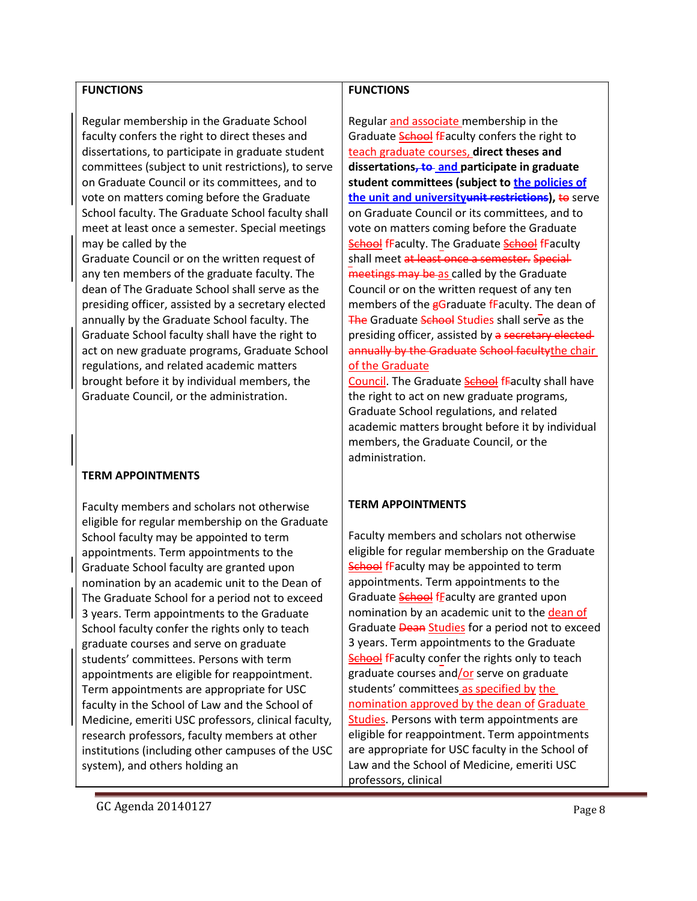| FUNCTIONS | FUNCTIONS |
|---|---|
| Regular membership in the Graduate School faculty confers the right to direct theses and dissertations, to participate in graduate student committees (subject to unit restrictions), to serve on Graduate Council or its committees, and to vote on matters coming before the Graduate School faculty. The Graduate School faculty shall meet at least once a semester. Special meetings may be called by the Graduate Council or on the written request of any ten members of the graduate faculty. The dean of The Graduate School shall serve as the presiding officer, assisted by a secretary elected annually by the Graduate School faculty. The Graduate School faculty shall have the right to act on new graduate programs, Graduate School regulations, and related academic matters brought before it by individual members, the Graduate Council, or the administration. | Regular and associate membership in the Graduate ~~School~~ fFaculty confers the right to teach graduate courses, **direct theses and dissertations~~, to~~ and participate in graduate student committees (subject to the policies of the unit and university~~unit restrictions~~),** ~~to~~ serve on Graduate Council or its committees, and to vote on matters coming before the Graduate ~~School~~ fFaculty. The Graduate ~~School~~ fFaculty shall meet ~~at least once a semester. Special meetings may be~~ as called by the Graduate Council or on the written request of any ten members of the gGraduate fFaculty. The dean of ~~The~~ Graduate ~~School~~ Studies shall serve as the presiding officer, assisted by ~~a secretary elected annually by the Graduate School faculty~~the chair of the Graduate Council. The Graduate ~~School~~ fFaculty shall have the right to act on new graduate programs, Graduate School regulations, and related academic matters brought before it by individual members, the Graduate Council, or the administration. |
| **TERM APPOINTMENTS** | **TERM APPOINTMENTS** |
| Faculty members and scholars not otherwise eligible for regular membership on the Graduate School faculty may be appointed to term appointments. Term appointments to the Graduate School faculty are granted upon nomination by an academic unit to the Dean of The Graduate School for a period not to exceed 3 years. Term appointments to the Graduate School faculty confer the rights only to teach graduate courses and serve on graduate students' committees. Persons with term appointments are eligible for reappointment. Term appointments are appropriate for USC faculty in the School of Law and the School of Medicine, emeriti USC professors, clinical faculty, research professors, faculty members at other institutions (including other campuses of the USC system), and others holding an | Faculty members and scholars not otherwise eligible for regular membership on the Graduate ~~School~~ fFaculty may be appointed to term appointments. Term appointments to the Graduate ~~School~~ fFaculty are granted upon nomination by an academic unit to the dean of Graduate ~~Dean~~ Studies for a period not to exceed 3 years. Term appointments to the Graduate ~~School~~ fFaculty confer the rights only to teach graduate courses and/or serve on graduate students' committees as specified by the nomination approved by the dean of Graduate Studies. Persons with term appointments are eligible for reappointment. Term appointments are appropriate for USC faculty in the School of Law and the School of Medicine, emeriti USC professors, clinical |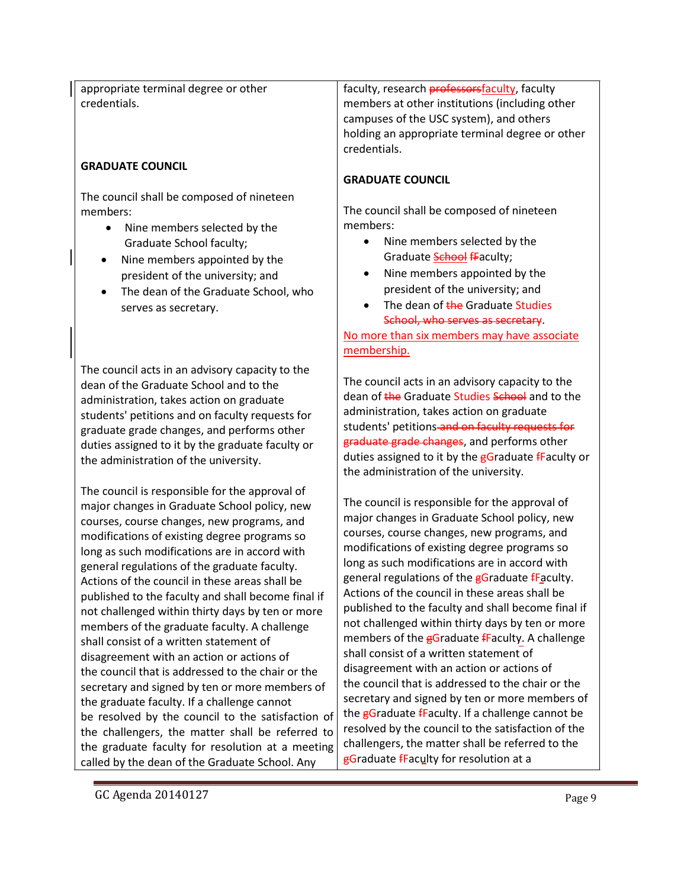| | |
|---|---|
| appropriate terminal degree or other credentials.<br><br>**GRADUATE COUNCIL**<br><br>The council shall be composed of nineteen members:<br>• Nine members selected by the Graduate School faculty;<br>• Nine members appointed by the president of the university; and<br>• The dean of the Graduate School, who serves as secretary.<br><br>The council acts in an advisory capacity to the dean of the Graduate School and to the administration, takes action on graduate students' petitions and on faculty requests for graduate grade changes, and performs other duties assigned to it by the graduate faculty or the administration of the university.<br><br>The council is responsible for the approval of major changes in Graduate School policy, new courses, course changes, new programs, and modifications of existing degree programs so long as such modifications are in accord with general regulations of the graduate faculty. Actions of the council in these areas shall be published to the faculty and shall become final if not challenged within thirty days by ten or more members of the graduate faculty. A challenge shall consist of a written statement of disagreement with an action or actions of the council that is addressed to the chair or the secretary and signed by ten or more members of the graduate faculty. If a challenge cannot be resolved by the council to the satisfaction of the challengers, the matter shall be referred to the graduate faculty for resolution at a meeting called by the dean of the Graduate School. Any | faculty, research ~~professors~~faculty, faculty members at other institutions (including other campuses of the USC system), and others holding an appropriate terminal degree or other credentials.<br><br>**GRADUATE COUNCIL**<br><br>The council shall be composed of nineteen members:<br>• Nine members selected by the Graduate ~~School~~ ~~f~~Faculty;<br>• Nine members appointed by the president of the university; and<br>• The dean of ~~the~~ Graduate Studies ~~School, who serves as secretary~~.<br><br>No more than six members may have associate membership.<br><br>The council acts in an advisory capacity to the dean of ~~the~~ Graduate Studies ~~School~~ and to the administration, takes action on graduate students' petitions ~~and on faculty requests for graduate grade changes~~, and performs other duties assigned to it by the ~~g~~Graduate ~~f~~Faculty or the administration of the university.<br><br>The council is responsible for the approval of major changes in Graduate School policy, new courses, course changes, new programs, and modifications of existing degree programs so long as such modifications are in accord with general regulations of the ~~g~~Graduate ~~f~~Faculty. Actions of the council in these areas shall be published to the faculty and shall become final if not challenged within thirty days by ten or more members of the ~~g~~Graduate ~~f~~Faculty. A challenge shall consist of a written statement of disagreement with an action or actions of the council that is addressed to the chair or the secretary and signed by ten or more members of the ~~g~~Graduate ~~f~~Faculty. If a challenge cannot be resolved by the council to the satisfaction of the challengers, the matter shall be referred to the ~~g~~Graduate ~~f~~Faculty for resolution at a |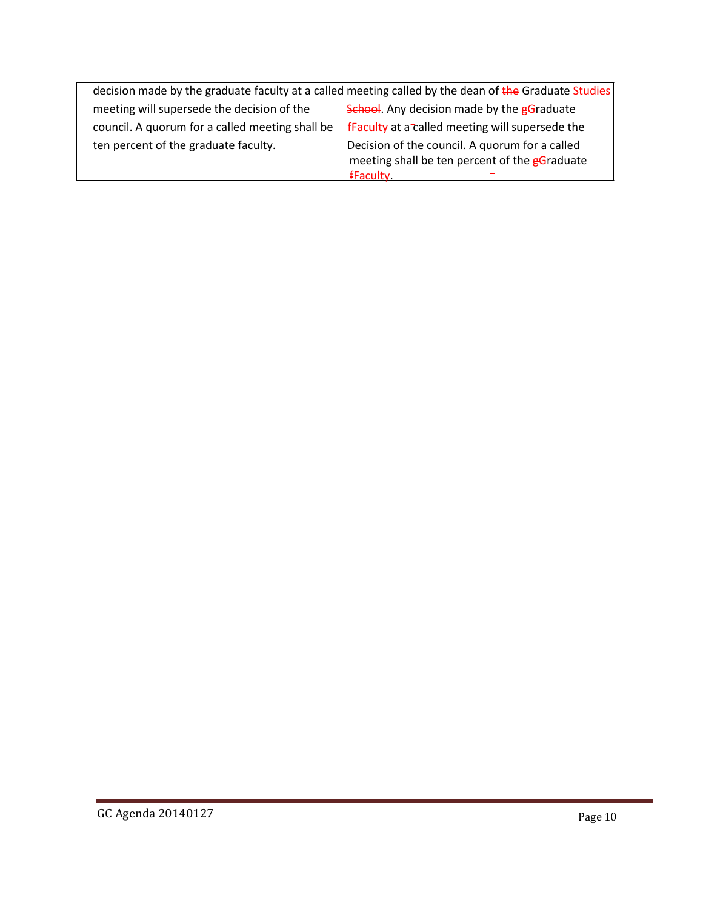| | |
|---|---|
| decision made by the graduate faculty at a called meeting will supersede the decision of the council. A quorum for a called meeting shall be ten percent of the graduate faculty. | meeting called by the dean of ~~the~~ Graduate Studies ~~School~~. Any decision made by the ~~g~~Graduate ~~f~~Faculty at a called meeting will supersede the Decision of the council. A quorum for a called meeting shall be ten percent of the ~~g~~Graduate ~~f~~Faculty. |